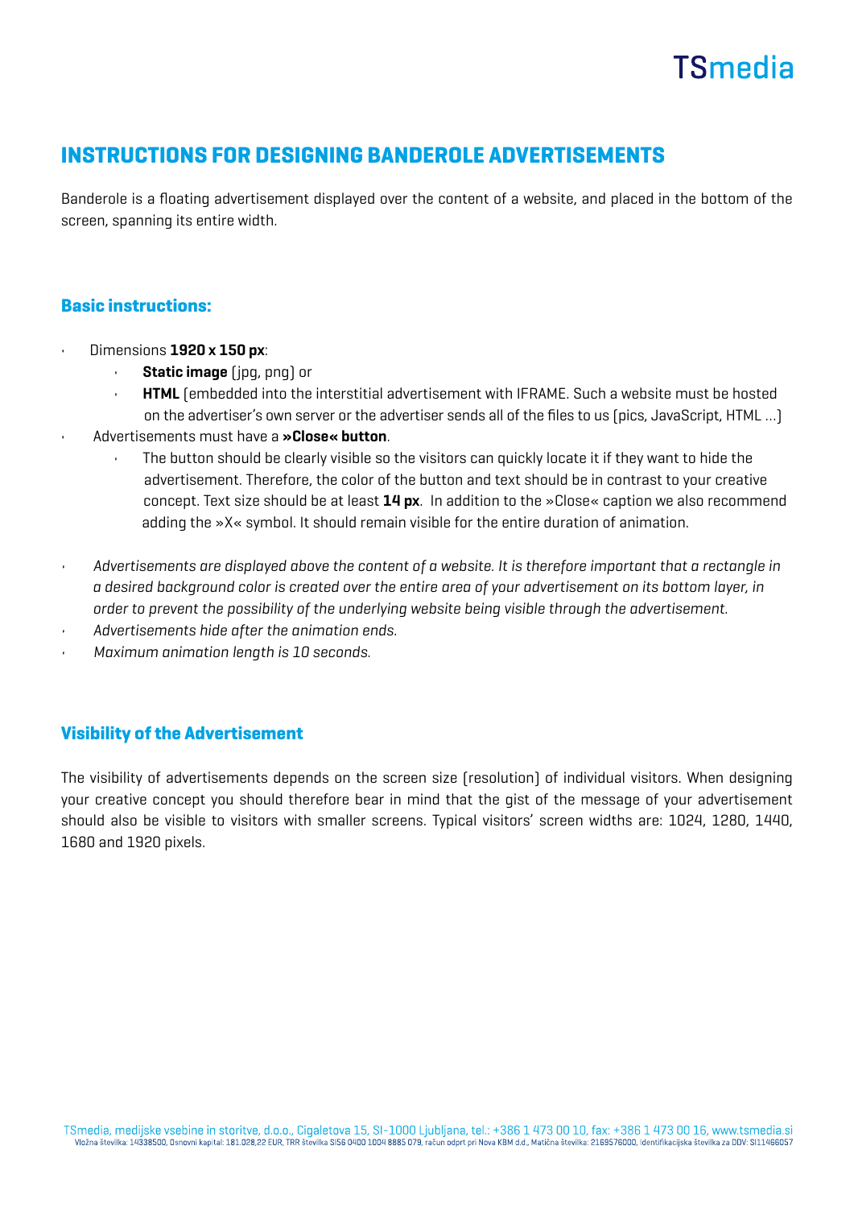# INSTRUCTIONS FOR DESIGNING BANDEROLE ADVERTISEMENTS

Banderole is a floating advertisement displayed over the content of a website, and placed in the bottom of the screen, spanning its entire width.

## Basic instructions:

- Dimensions **1920 x 150 px**:
    - **Static image** (jpg, png) or
    - **HTML** (embedded into the interstitial advertisement with IFRAME. Such a website must be hosted on the advertiser's own server or the advertiser sends all of the files to us (pics, JavaScript, HTML ...)
- Advertisements must have a **»Close« button**.
    - The button should be clearly visible so the visitors can quickly locate it if they want to hide the advertisement. Therefore, the color of the button and text should be in contrast to your creative concept. Text size should be at least **14 px**. In addition to the »Close« caption we also recommend adding the »X« symbol. It should remain visible for the entire duration of animation.
- *Advertisements are displayed above the content of a website. It is therefore important that a rectangle in a desired background color is created over the entire area of your advertisement on its bottom layer, in order to prevent the possibility of the underlying website being visible through the advertisement.*
- *Advertisements hide after the animation ends.*
- *Maximum animation length is 10 seconds.*

## Visibility of the Advertisement

The visibility of advertisements depends on the screen size (resolution) of individual visitors. When designing your creative concept you should therefore bear in mind that the gist of the message of your advertisement should also be visible to visitors with smaller screens. Typical visitors' screen widths are: 1024, 1280, 1440, 1680 and 1920 pixels.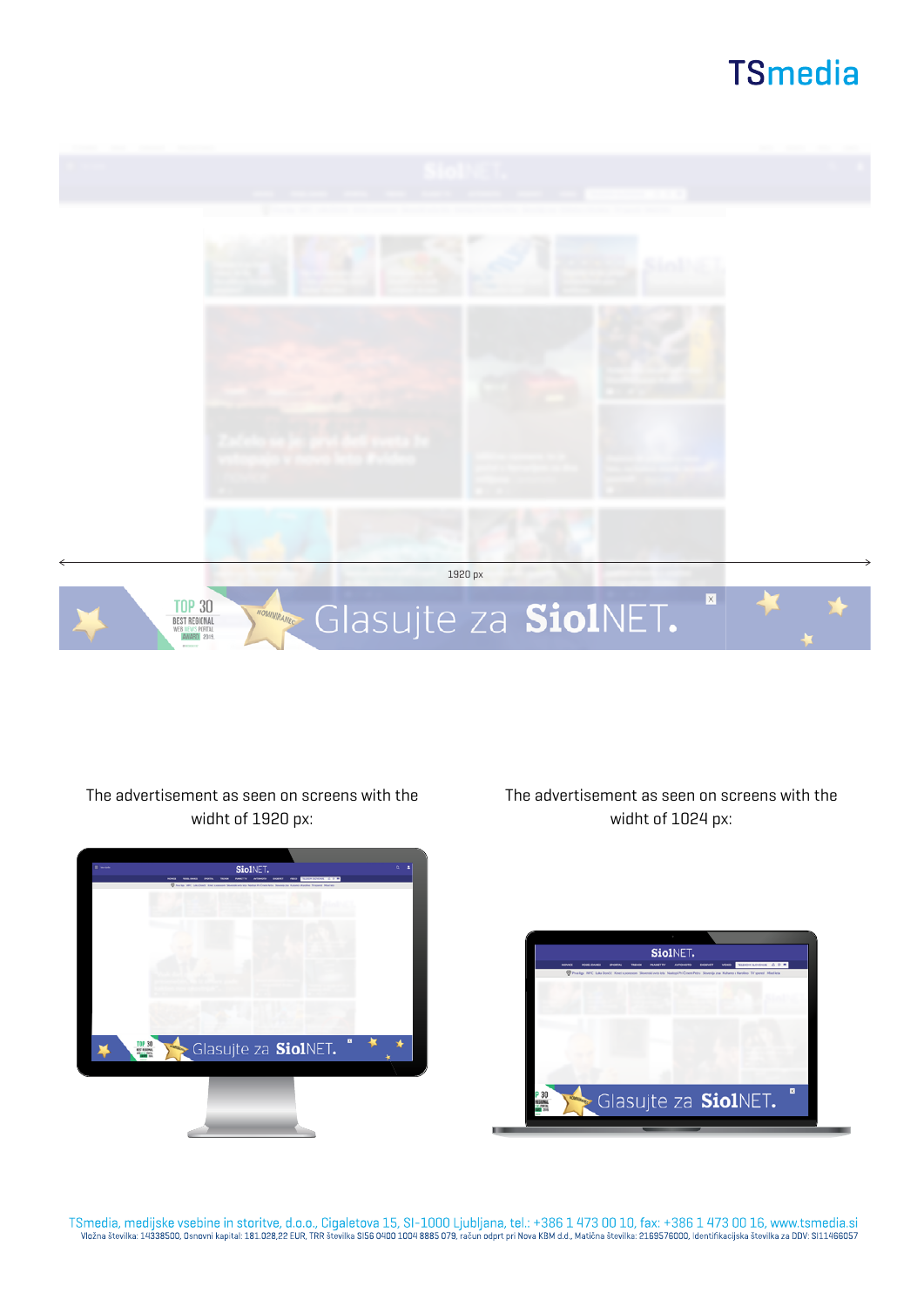TSmedia

1920 px

Glasujte za SiolNET.

The advertisement as seen on screens with the widht of 1920 px:

The advertisement as seen on screens with the widht of 1024 px:

TSmedia, medijske vsebine in storitve, d.o.o., Cigaletova 15, SI-1000 Ljubljana, tel.: +386 1 473 00 10, fax: +386 1 473 00 16, www.tsmedia.si
Vložna številka: 14338500, Osnovni kapital: 181.028,22 EUR, TRR številka SI56 0400 1004 8885 079, račun odprt pri Nova KBM d.d., Matična številka: 2169576000, Identifikacijska številka za DDV: SI11466057